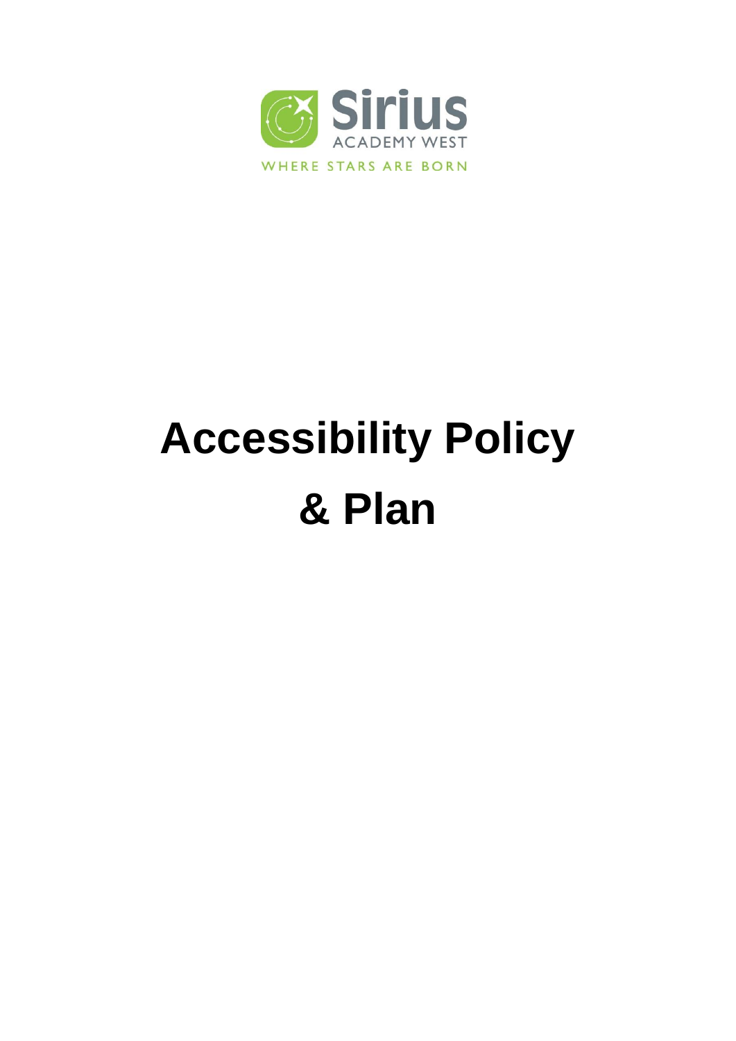Sirius

ACADEMY WEST

WHERE STARS ARE BORN

# Accessibility Policy & Plan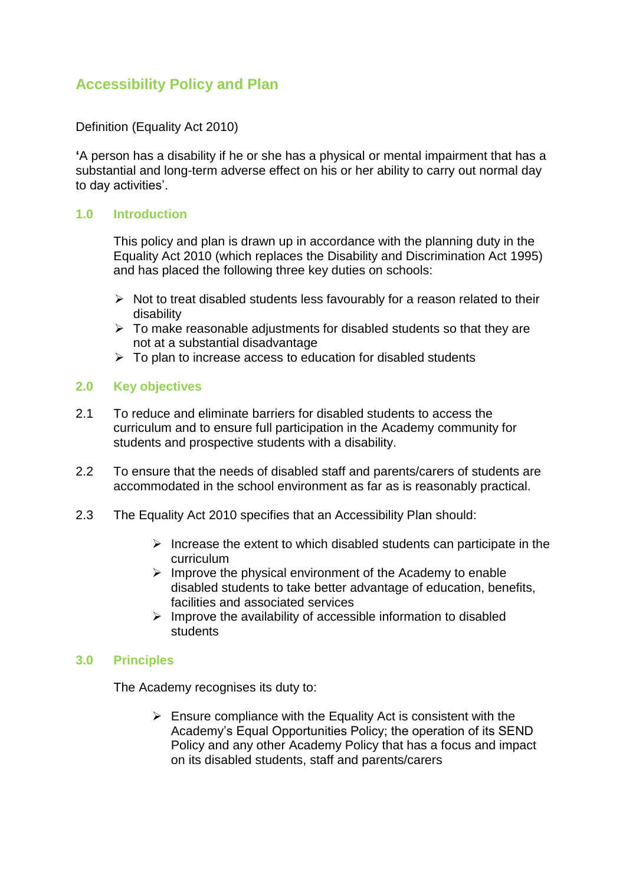## Accessibility Policy and Plan

Definition (Equality Act 2010)

'A person has a disability if he or she has a physical or mental impairment that has a substantial and long-term adverse effect on his or her ability to carry out normal day to day activities'.

### 1.0 Introduction

This policy and plan is drawn up in accordance with the planning duty in the Equality Act 2010 (which replaces the Disability and Discrimination Act 1995) and has placed the following three key duties on schools:

- Not to treat disabled students less favourably for a reason related to their disability
- To make reasonable adjustments for disabled students so that they are not at a substantial disadvantage
- To plan to increase access to education for disabled students

### 2.0 Key objectives

2.1 To reduce and eliminate barriers for disabled students to access the curriculum and to ensure full participation in the Academy community for students and prospective students with a disability.

2.2 To ensure that the needs of disabled staff and parents/carers of students are accommodated in the school environment as far as is reasonably practical.

2.3 The Equality Act 2010 specifies that an Accessibility Plan should:

- Increase the extent to which disabled students can participate in the curriculum
- Improve the physical environment of the Academy to enable disabled students to take better advantage of education, benefits, facilities and associated services
- Improve the availability of accessible information to disabled students

### 3.0 Principles

The Academy recognises its duty to:

- Ensure compliance with the Equality Act is consistent with the Academy's Equal Opportunities Policy; the operation of its SEND Policy and any other Academy Policy that has a focus and impact on its disabled students, staff and parents/carers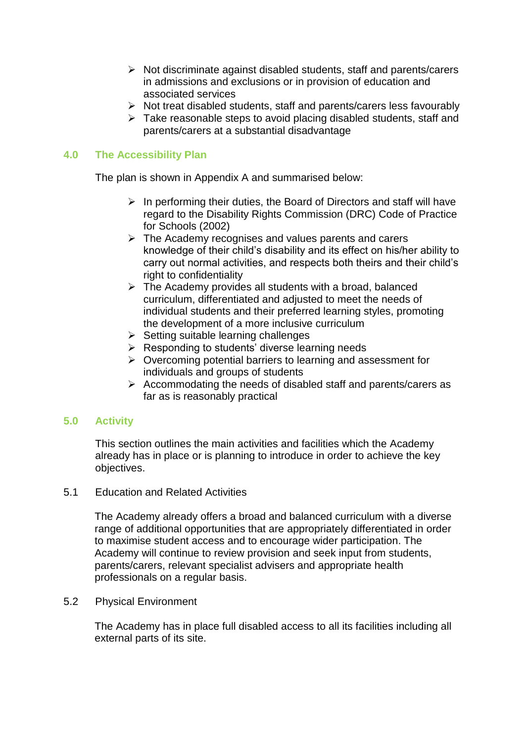- Not discriminate against disabled students, staff and parents/carers in admissions and exclusions or in provision of education and associated services
- Not treat disabled students, staff and parents/carers less favourably
- Take reasonable steps to avoid placing disabled students, staff and parents/carers at a substantial disadvantage

## 4.0 The Accessibility Plan

The plan is shown in Appendix A and summarised below:

- In performing their duties, the Board of Directors and staff will have regard to the Disability Rights Commission (DRC) Code of Practice for Schools (2002)
- The Academy recognises and values parents and carers knowledge of their child's disability and its effect on his/her ability to carry out normal activities, and respects both theirs and their child's right to confidentiality
- The Academy provides all students with a broad, balanced curriculum, differentiated and adjusted to meet the needs of individual students and their preferred learning styles, promoting the development of a more inclusive curriculum
- Setting suitable learning challenges
- Responding to students' diverse learning needs
- Overcoming potential barriers to learning and assessment for individuals and groups of students
- Accommodating the needs of disabled staff and parents/carers as far as is reasonably practical

## 5.0 Activity

This section outlines the main activities and facilities which the Academy already has in place or is planning to introduce in order to achieve the key objectives.

### 5.1 Education and Related Activities

The Academy already offers a broad and balanced curriculum with a diverse range of additional opportunities that are appropriately differentiated in order to maximise student access and to encourage wider participation. The Academy will continue to review provision and seek input from students, parents/carers, relevant specialist advisers and appropriate health professionals on a regular basis.

### 5.2 Physical Environment

The Academy has in place full disabled access to all its facilities including all external parts of its site.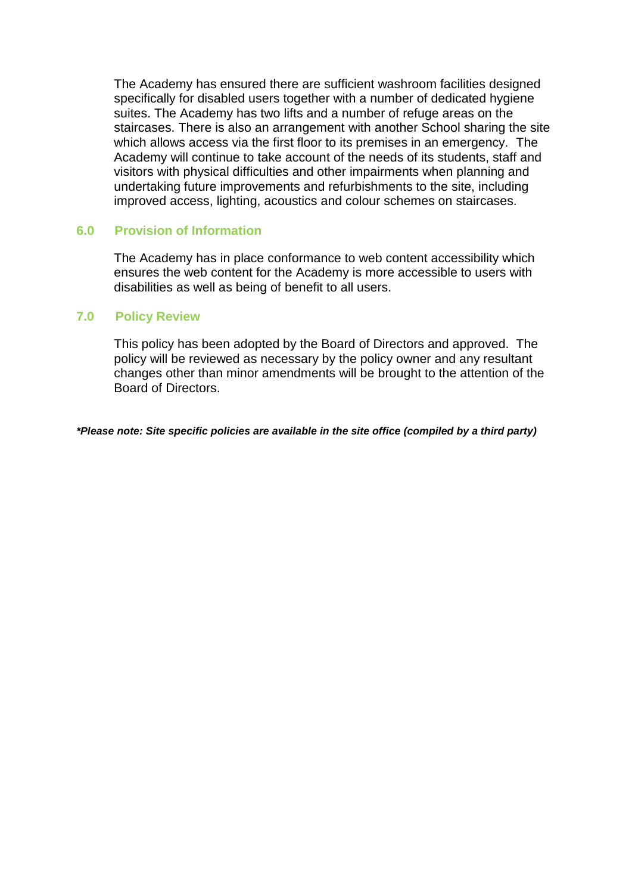The Academy has ensured there are sufficient washroom facilities designed specifically for disabled users together with a number of dedicated hygiene suites. The Academy has two lifts and a number of refuge areas on the staircases. There is also an arrangement with another School sharing the site which allows access via the first floor to its premises in an emergency. The Academy will continue to take account of the needs of its students, staff and visitors with physical difficulties and other impairments when planning and undertaking future improvements and refurbishments to the site, including improved access, lighting, acoustics and colour schemes on staircases.

## 6.0 Provision of Information

The Academy has in place conformance to web content accessibility which ensures the web content for the Academy is more accessible to users with disabilities as well as being of benefit to all users.

## 7.0 Policy Review

This policy has been adopted by the Board of Directors and approved. The policy will be reviewed as necessary by the policy owner and any resultant changes other than minor amendments will be brought to the attention of the Board of Directors.

***Please note: Site specific policies are available in the site office (compiled by a third party)***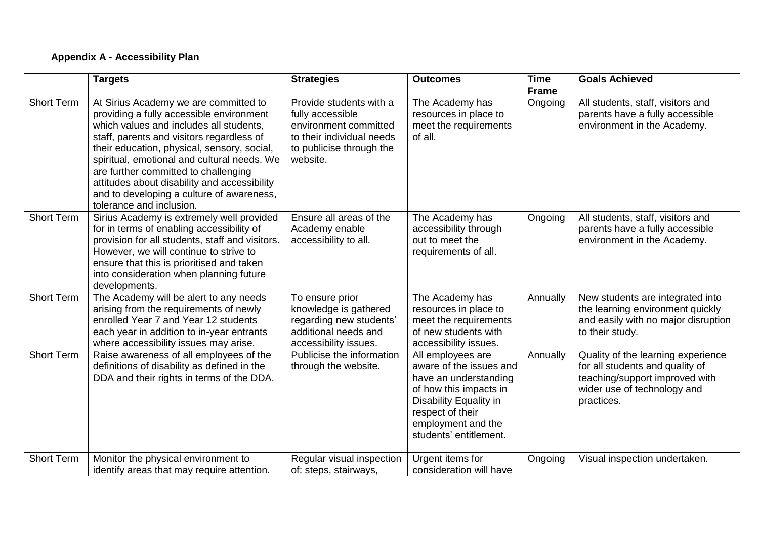**Appendix A - Accessibility Plan**

| | Targets | Strategies | Outcomes | Time Frame | Goals Achieved |
|---|---|---|---|---|---|
| Short Term | At Sirius Academy we are committed to providing a fully accessible environment which values and includes all students, staff, parents and visitors regardless of their education, physical, sensory, social, spiritual, emotional and cultural needs. We are further committed to challenging attitudes about disability and accessibility and to developing a culture of awareness, tolerance and inclusion. | Provide students with a fully accessible environment committed to their individual needs to publicise through the website. | The Academy has resources in place to meet the requirements of all. | Ongoing | All students, staff, visitors and parents have a fully accessible environment in the Academy. |
| Short Term | Sirius Academy is extremely well provided for in terms of enabling accessibility of provision for all students, staff and visitors. However, we will continue to strive to ensure that this is prioritised and taken into consideration when planning future developments. | Ensure all areas of the Academy enable accessibility to all. | The Academy has accessibility through out to meet the requirements of all. | Ongoing | All students, staff, visitors and parents have a fully accessible environment in the Academy. |
| Short Term | The Academy will be alert to any needs arising from the requirements of newly enrolled Year 7 and Year 12 students each year in addition to in-year entrants where accessibility issues may arise. | To ensure prior knowledge is gathered regarding new students' additional needs and accessibility issues. | The Academy has resources in place to meet the requirements of new students with accessibility issues. | Annually | New students are integrated into the learning environment quickly and easily with no major disruption to their study. |
| Short Term | Raise awareness of all employees of the definitions of disability as defined in the DDA and their rights in terms of the DDA. | Publicise the information through the website. | All employees are aware of the issues and have an understanding of how this impacts in Disability Equality in respect of their employment and the students' entitlement. | Annually | Quality of the learning experience for all students and quality of teaching/support improved with wider use of technology and practices. |
| Short Term | Monitor the physical environment to identify areas that may require attention. | Regular visual inspection of: steps, stairways, | Urgent items for consideration will have | Ongoing | Visual inspection undertaken. |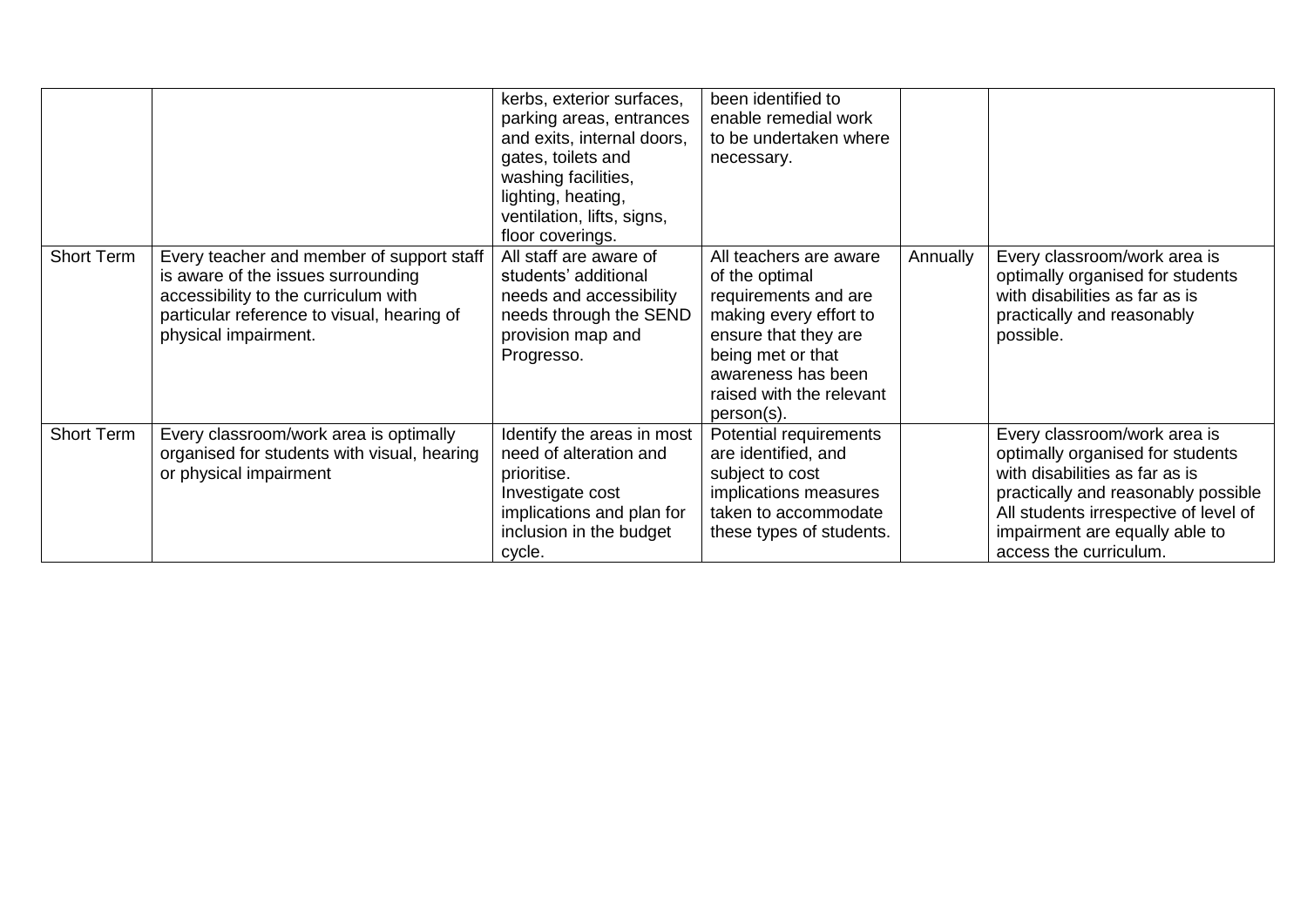| | | | | | |
|---|---|---|---|---|---|
| | | kerbs, exterior surfaces, parking areas, entrances and exits, internal doors, gates, toilets and washing facilities, lighting, heating, ventilation, lifts, signs, floor coverings. | been identified to enable remedial work to be undertaken where necessary. | | |
| Short Term | Every teacher and member of support staff is aware of the issues surrounding accessibility to the curriculum with particular reference to visual, hearing of physical impairment. | All staff are aware of students' additional needs and accessibility needs through the SEND provision map and Progresso. | All teachers are aware of the optimal requirements and are making every effort to ensure that they are being met or that awareness has been raised with the relevant person(s). | Annually | Every classroom/work area is optimally organised for students with disabilities as far as is practically and reasonably possible. |
| Short Term | Every classroom/work area is optimally organised for students with visual, hearing or physical impairment | Identify the areas in most need of alteration and prioritise. Investigate cost implications and plan for inclusion in the budget cycle. | Potential requirements are identified, and subject to cost implications measures taken to accommodate these types of students. | | Every classroom/work area is optimally organised for students with disabilities as far as is practically and reasonably possible All students irrespective of level of impairment are equally able to access the curriculum. |